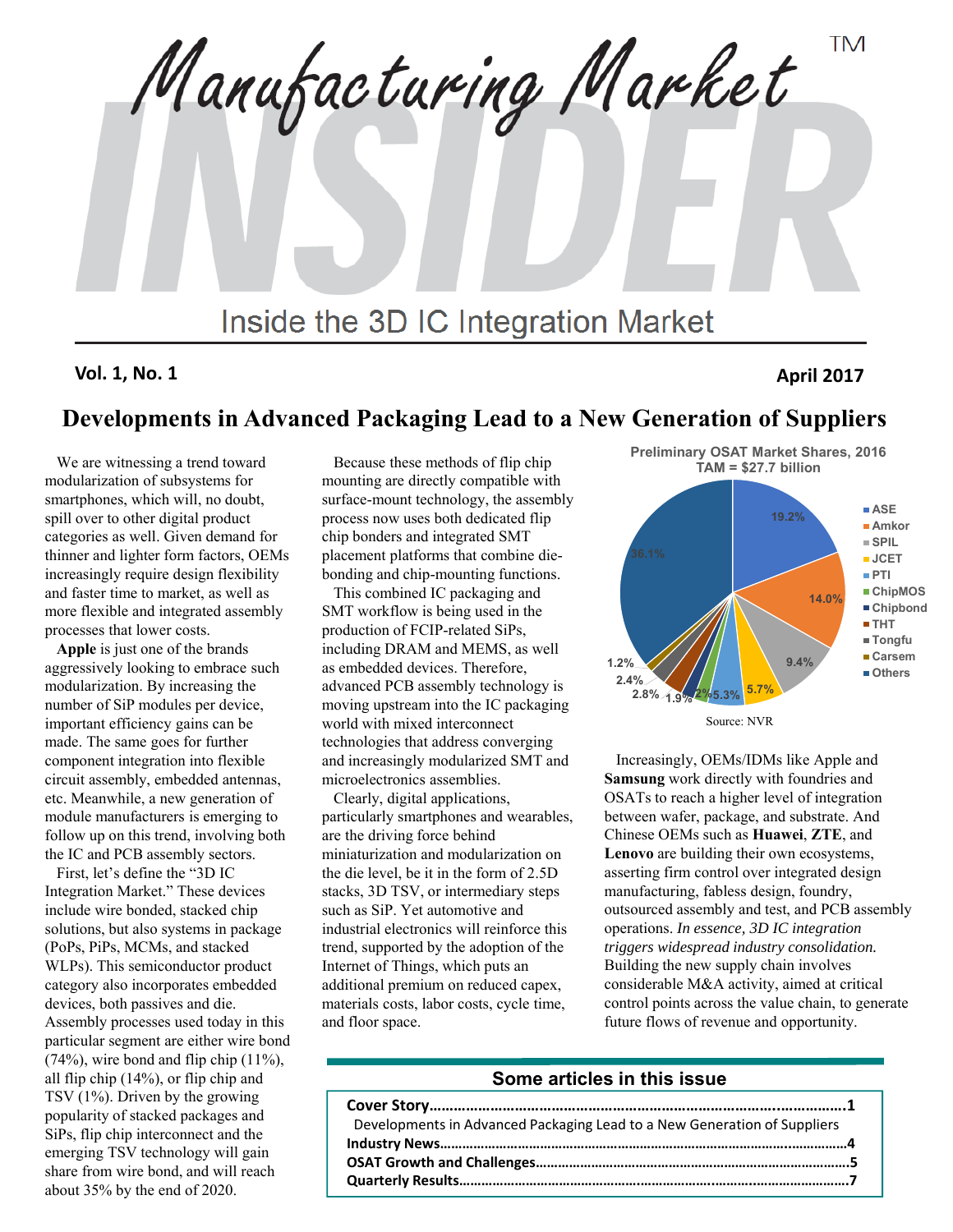# Manufacturing Market INSIDER™

## Inside the 3D IC Integration Market

**Vol. 1, No. 1** **April 2017**

## Developments in Advanced Packaging Lead to a New Generation of Suppliers

We are witnessing a trend toward modularization of subsystems for smartphones, which will, no doubt, spill over to other digital product categories as well. Given demand for thinner and lighter form factors, OEMs increasingly require design flexibility and faster time to market, as well as more flexible and integrated assembly processes that lower costs.

**Apple** is just one of the brands aggressively looking to embrace such modularization. By increasing the number of SiP modules per device, important efficiency gains can be made. The same goes for further component integration into flexible circuit assembly, embedded antennas, etc. Meanwhile, a new generation of module manufacturers is emerging to follow up on this trend, involving both the IC and PCB assembly sectors.

First, let's define the "3D IC Integration Market." These devices include wire bonded, stacked chip solutions, but also systems in package (PoPs, PiPs, MCMs, and stacked WLPs). This semiconductor product category also incorporates embedded devices, both passives and die. Assembly processes used today in this particular segment are either wire bond (74%), wire bond and flip chip (11%), all flip chip (14%), or flip chip and TSV (1%). Driven by the growing popularity of stacked packages and SiPs, flip chip interconnect and the emerging TSV technology will gain share from wire bond, and will reach about 35% by the end of 2020.

Because these methods of flip chip mounting are directly compatible with surface-mount technology, the assembly process now uses both dedicated flip chip bonders and integrated SMT placement platforms that combine die-bonding and chip-mounting functions.

This combined IC packaging and SMT workflow is being used in the production of FCIP-related SiPs, including DRAM and MEMS, as well as embedded devices. Therefore, advanced PCB assembly technology is moving upstream into the IC packaging world with mixed interconnect technologies that address converging and increasingly modularized SMT and microelectronics assemblies.

Clearly, digital applications, particularly smartphones and wearables, are the driving force behind miniaturization and modularization on the die level, be it in the form of 2.5D stacks, 3D TSV, or intermediary steps such as SiP. Yet automotive and industrial electronics will reinforce this trend, supported by the adoption of the Internet of Things, which puts an additional premium on reduced capex, materials costs, labor costs, cycle time, and floor space.

**Preliminary OSAT Market Shares, 2016**
**TAM = $27.7 billion**

| Company | Share |
|---|---|
| ASE | 19.2% |
| Amkor | 14.0% |
| SPIL | 9.4% |
| JCET | 5.7% |
| PTI | 5.3% |
| ChipMOS | 2% |
| Chipbond | 1.9% |
| THT | 2.8% |
| Tongfu | 2.4% |
| Carsem | 1.2% |
| Others | 36.1% |

Source: NVR

Increasingly, OEMs/IDMs like Apple and **Samsung** work directly with foundries and OSATs to reach a higher level of integration between wafer, package, and substrate. And Chinese OEMs such as **Huawei**, **ZTE**, and **Lenovo** are building their own ecosystems, asserting firm control over integrated design manufacturing, fabless design, foundry, outsourced assembly and test, and PCB assembly operations. *In essence, 3D IC integration triggers widespread industry consolidation.* Building the new supply chain involves considerable M&A activity, aimed at critical control points across the value chain, to generate future flows of revenue and opportunity.

### Some articles in this issue

- **Cover Story**……………………………………………………………………………………1
  Developments in Advanced Packaging Lead to a New Generation of Suppliers
- **Industry News**……………………………………………………………………………………4
- **OSAT Growth and Challenges**…………………………………………………………………5
- **Quarterly Results**…………………………………………………………………………………7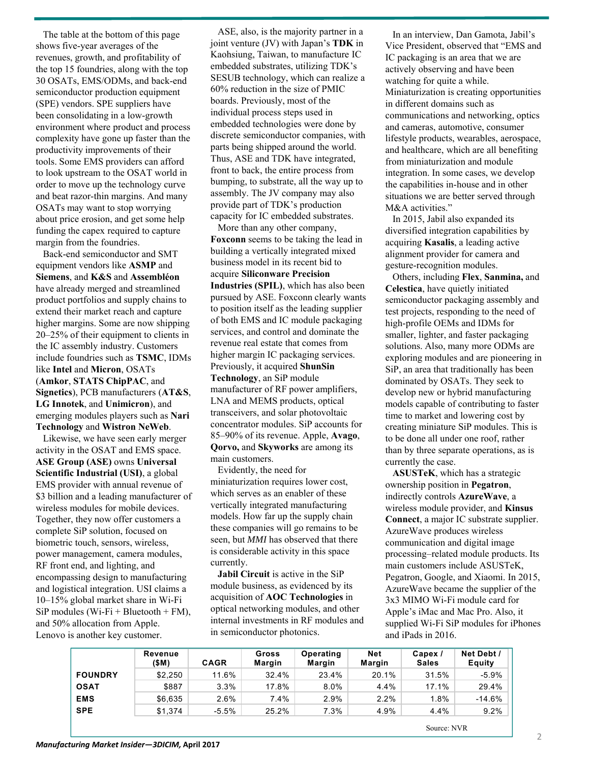The table at the bottom of this page shows five-year averages of the revenues, growth, and profitability of the top 15 foundries, along with the top 30 OSATs, EMS/ODMs, and back-end semiconductor production equipment (SPE) vendors. SPE suppliers have been consolidating in a low-growth environment where product and process complexity have gone up faster than the productivity improvements of their tools. Some EMS providers can afford to look upstream to the OSAT world in order to move up the technology curve and beat razor-thin margins. And many OSATs may want to stop worrying about price erosion, and get some help funding the capex required to capture margin from the foundries.

Back-end semiconductor and SMT equipment vendors like **ASMP** and **Siemens**, and **K&S** and **Assembléon** have already merged and streamlined product portfolios and supply chains to extend their market reach and capture higher margins. Some are now shipping 20–25% of their equipment to clients in the IC assembly industry. Customers include foundries such as **TSMC**, IDMs like **Intel** and **Micron**, OSATs (**Amkor**, **STATS ChipPAC**, and **Signetics**), PCB manufacturers (**AT&S**, **LG Innotek**, and **Unimicron**), and emerging modules players such as **Nari Technology** and **Wistron NeWeb**.

Likewise, we have seen early merger activity in the OSAT and EMS space. **ASE Group (ASE)** owns **Universal Scientific Industrial (USI)**, a global EMS provider with annual revenue of $3 billion and a leading manufacturer of wireless modules for mobile devices. Together, they now offer customers a complete SiP solution, focused on biometric touch, sensors, wireless, power management, camera modules, RF front end, and lighting, and encompassing design to manufacturing and logistical integration. USI claims a 10–15% global market share in Wi-Fi SiP modules (Wi-Fi + Bluetooth + FM), and 50% allocation from Apple. Lenovo is another key customer.

ASE, also, is the majority partner in a joint venture (JV) with Japan's **TDK** in Kaohsiung, Taiwan, to manufacture IC embedded substrates, utilizing TDK's SESUB technology, which can realize a 60% reduction in the size of PMIC boards. Previously, most of the individual process steps used in embedded technologies were done by discrete semiconductor companies, with parts being shipped around the world. Thus, ASE and TDK have integrated, front to back, the entire process from bumping, to substrate, all the way up to assembly. The JV company may also provide part of TDK's production capacity for IC embedded substrates.

More than any other company, **Foxconn** seems to be taking the lead in building a vertically integrated mixed business model in its recent bid to acquire **Siliconware Precision Industries (SPIL)**, which has also been pursued by ASE. Foxconn clearly wants to position itself as the leading supplier of both EMS and IC module packaging services, and control and dominate the revenue real estate that comes from higher margin IC packaging services. Previously, it acquired **ShunSin Technology**, an SiP module manufacturer of RF power amplifiers, LNA and MEMS products, optical transceivers, and solar photovoltaic concentrator modules. SiP accounts for 85–90% of its revenue. Apple, **Avago**, **Qorvo,** and **Skyworks** are among its main customers.

Evidently, the need for miniaturization requires lower cost, which serves as an enabler of these vertically integrated manufacturing models. How far up the supply chain these companies will go remains to be seen, but *MMI* has observed that there is considerable activity in this space currently.

**Jabil Circuit** is active in the SiP module business, as evidenced by its acquisition of **AOC Technologies** in optical networking modules, and other internal investments in RF modules and in semiconductor photonics.

In an interview, Dan Gamota, Jabil's Vice President, observed that "EMS and IC packaging is an area that we are actively observing and have been watching for quite a while. Miniaturization is creating opportunities in different domains such as communications and networking, optics and cameras, automotive, consumer lifestyle products, wearables, aerospace, and healthcare, which are all benefiting from miniaturization and module integration. In some cases, we develop the capabilities in-house and in other situations we are better served through M&A activities."

In 2015, Jabil also expanded its diversified integration capabilities by acquiring **Kasalis**, a leading active alignment provider for camera and gesture-recognition modules.

Others, including **Flex**, **Sanmina,** and **Celestica**, have quietly initiated semiconductor packaging assembly and test projects, responding to the need of high-profile OEMs and IDMs for smaller, lighter, and faster packaging solutions. Also, many more ODMs are exploring modules and are pioneering in SiP, an area that traditionally has been dominated by OSATs. They seek to develop new or hybrid manufacturing models capable of contributing to faster time to market and lowering cost by creating miniature SiP modules. This is to be done all under one roof, rather than by three separate operations, as is currently the case.

**ASUSTeK**, which has a strategic ownership position in **Pegatron**, indirectly controls **AzureWave**, a wireless module provider, and **Kinsus Connect**, a major IC substrate supplier. AzureWave produces wireless communication and digital image processing–related module products. Its main customers include ASUSTeK, Pegatron, Google, and Xiaomi. In 2015, AzureWave became the supplier of the 3x3 MIMO Wi-Fi module card for Apple's iMac and Mac Pro. Also, it supplied Wi-Fi SiP modules for iPhones and iPads in 2016.

| | Revenue ($M) | CAGR | Gross Margin | Operating Margin | Net Margin | Capex / Sales | Net Debt / Equity |
|---|---|---|---|---|---|---|---|
| **FOUNDRY** | $2,250 | 11.6% | 32.4% | 23.4% | 20.1% | 31.5% | -5.9% |
| **OSAT** | $887 | 3.3% | 17.8% | 8.0% | 4.4% | 17.1% | 29.4% |
| **EMS** | $6,635 | 2.6% | 7.4% | 2.9% | 2.2% | 1.8% | -14.6% |
| **SPE** | $1,374 | -5.5% | 25.2% | 7.3% | 4.9% | 4.4% | 9.2% |

Source: NVR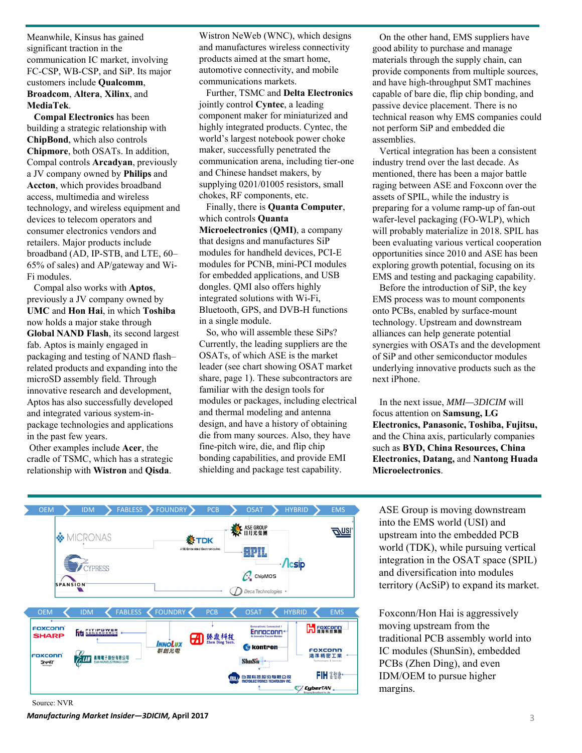Meanwhile, Kinsus has gained significant traction in the communication IC market, involving FC-CSP, WB-CSP, and SiP. Its major customers include **Qualcomm**, **Broadcom**, **Altera**, **Xilinx**, and **MediaTek**.

**Compal Electronics** has been building a strategic relationship with **ChipBond**, which also controls **Chipmore**, both OSATs. In addition, Compal controls **Arcadyan**, previously a JV company owned by **Philips** and **Accton**, which provides broadband access, multimedia and wireless technology, and wireless equipment and devices to telecom operators and consumer electronics vendors and retailers. Major products include broadband (AD, IP-STB, and LTE, 60–65% of sales) and AP/gateway and Wi-Fi modules.

Compal also works with **Aptos**, previously a JV company owned by **UMC** and **Hon Hai**, in which **Toshiba** now holds a major stake through **Global NAND Flash**, its second largest fab. Aptos is mainly engaged in packaging and testing of NAND flash–related products and expanding into the microSD assembly field. Through innovative research and development, Aptos has also successfully developed and integrated various system-in-package technologies and applications in the past few years.

Other examples include **Acer**, the cradle of TSMC, which has a strategic relationship with **Wistron** and **Qisda**. Wistron NeWeb (WNC), which designs and manufactures wireless connectivity products aimed at the smart home, automotive connectivity, and mobile communications markets.

Further, TSMC and **Delta Electronics** jointly control **Cyntec**, a leading component maker for miniaturized and highly integrated products. Cyntec, the world's largest notebook power choke maker, successfully penetrated the communication arena, including tier-one and Chinese handset makers, by supplying 0201/01005 resistors, small chokes, RF components, etc.

Finally, there is **Quanta Computer**, which controls **Quanta Microelectronics** (**QMI**), a company that designs and manufactures SiP modules for handheld devices, PCI-E modules for PCNB, mini-PCI modules for embedded applications, and USB dongles. QMI also offers highly integrated solutions with Wi-Fi, Bluetooth, GPS, and DVB-H functions in a single module.

So, who will assemble these SiPs? Currently, the leading suppliers are the OSATs, of which ASE is the market leader (see chart showing OSAT market share, page 1). These subcontractors are familiar with the design tools for modules or packages, including electrical and thermal modeling and antenna design, and have a history of obtaining die from many sources. Also, they have fine-pitch wire, die, and flip chip bonding capabilities, and provide EMI shielding and package test capability.

On the other hand, EMS suppliers have good ability to purchase and manage materials through the supply chain, can provide components from multiple sources, and have high-throughput SMT machines capable of bare die, flip chip bonding, and passive device placement. There is no technical reason why EMS companies could not perform SiP and embedded die assemblies.

Vertical integration has been a consistent industry trend over the last decade. As mentioned, there has been a major battle raging between ASE and Foxconn over the assets of SPIL, while the industry is preparing for a volume ramp-up of fan-out wafer-level packaging (FO-WLP), which will probably materialize in 2018. SPIL has been evaluating various vertical cooperation opportunities since 2010 and ASE has been exploring growth potential, focusing on its EMS and testing and packaging capability.

Before the introduction of SiP, the key EMS process was to mount components onto PCBs, enabled by surface-mount technology. Upstream and downstream alliances can help generate potential synergies with OSATs and the development of SiP and other semiconductor modules underlying innovative products such as the next iPhone.

In the next issue, *MMI—3DICIM* will focus attention on **Samsung, LG Electronics, Panasonic, Toshiba, Fujitsu,** and the China axis, particularly companies such as **BYD, China Resources, China Electronics, Datang,** and **Nantong Huada Microelectronics**.

ASE Group is moving downstream into the EMS world (USI) and upstream into the embedded PCB world (TDK), while pursuing vertical integration in the OSAT space (SPIL) and diversification into modules territory (AcSiP) to expand its market.

Foxconn/Hon Hai is aggressively moving upstream from the traditional PCB assembly world into IC modules (ShunSin), embedded PCBs (Zhen Ding), and even IDM/OEM to pursue higher margins.

Source: NVR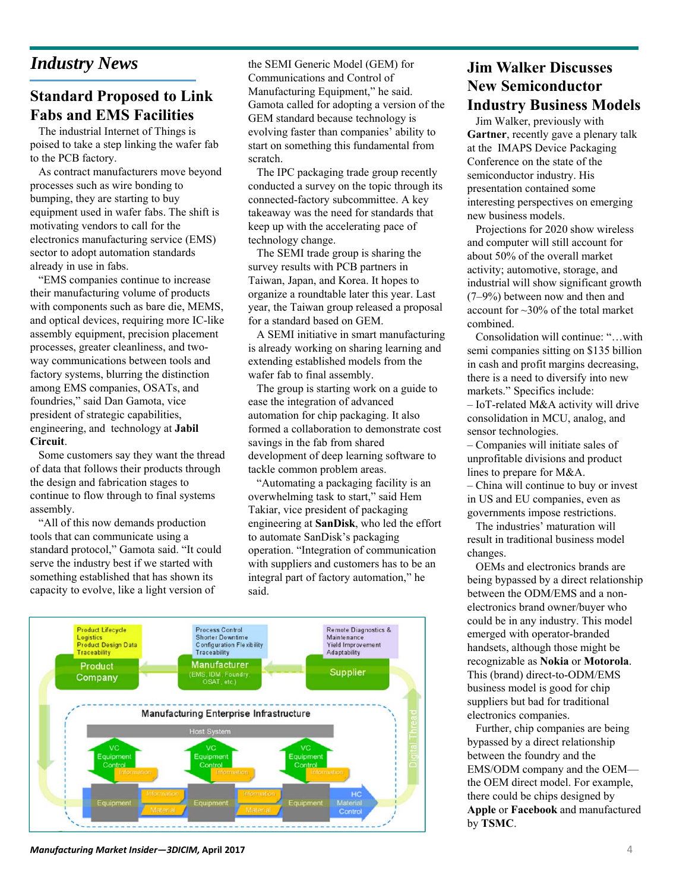# *Industry News*

## Standard Proposed to Link Fabs and EMS Facilities

The industrial Internet of Things is poised to take a step linking the wafer fab to the PCB factory.

As contract manufacturers move beyond processes such as wire bonding to bumping, they are starting to buy equipment used in wafer fabs. The shift is motivating vendors to call for the electronics manufacturing service (EMS) sector to adopt automation standards already in use in fabs.

"EMS companies continue to increase their manufacturing volume of products with components such as bare die, MEMS, and optical devices, requiring more IC-like assembly equipment, precision placement processes, greater cleanliness, and two-way communications between tools and factory systems, blurring the distinction among EMS companies, OSATs, and foundries," said Dan Gamota, vice president of strategic capabilities, engineering, and technology at **Jabil Circuit**.

Some customers say they want the thread of data that follows their products through the design and fabrication stages to continue to flow through to final systems assembly.

"All of this now demands production tools that can communicate using a standard protocol," Gamota said. "It could serve the industry best if we started with something established that has shown its capacity to evolve, like a light version of the SEMI Generic Model (GEM) for Communications and Control of Manufacturing Equipment," he said. Gamota called for adopting a version of the GEM standard because technology is evolving faster than companies' ability to start on something this fundamental from scratch.

The IPC packaging trade group recently conducted a survey on the topic through its connected-factory subcommittee. A key takeaway was the need for standards that keep up with the accelerating pace of technology change.

The SEMI trade group is sharing the survey results with PCB partners in Taiwan, Japan, and Korea. It hopes to organize a roundtable later this year. Last year, the Taiwan group released a proposal for a standard based on GEM.

A SEMI initiative in smart manufacturing is already working on sharing learning and extending established models from the wafer fab to final assembly.

The group is starting work on a guide to ease the integration of advanced automation for chip packaging. It also formed a collaboration to demonstrate cost savings in the fab from shared development of deep learning software to tackle common problem areas.

"Automating a packaging facility is an overwhelming task to start," said Hem Takiar, vice president of packaging engineering at **SanDisk**, who led the effort to automate SanDisk's packaging operation. "Integration of communication with suppliers and customers has to be an integral part of factory automation," he said.

## Jim Walker Discusses New Semiconductor Industry Business Models

Jim Walker, previously with **Gartner**, recently gave a plenary talk at the IMAPS Device Packaging Conference on the state of the semiconductor industry. His presentation contained some interesting perspectives on emerging new business models.

Projections for 2020 show wireless and computer will still account for about 50% of the overall market activity; automotive, storage, and industrial will show significant growth (7–9%) between now and then and account for ~30% of the total market combined.

Consolidation will continue: "…with semi companies sitting on $135 billion in cash and profit margins decreasing, there is a need to diversify into new markets." Specifics include:

– IoT-related M&A activity will drive consolidation in MCU, analog, and sensor technologies.
– Companies will initiate sales of unprofitable divisions and product lines to prepare for M&A.
– China will continue to buy or invest in US and EU companies, even as governments impose restrictions.

The industries' maturation will result in traditional business model changes.

OEMs and electronics brands are being bypassed by a direct relationship between the ODM/EMS and a non-electronics brand owner/buyer who could be in any industry. This model emerged with operator-branded handsets, although those might be recognizable as **Nokia** or **Motorola**. This (brand) direct-to-ODM/EMS business model is good for chip suppliers but bad for traditional electronics companies.

Further, chip companies are being bypassed by a direct relationship between the foundry and the EMS/ODM company and the OEM—the OEM direct model. For example, there could be chips designed by **Apple** or **Facebook** and manufactured by **TSMC**.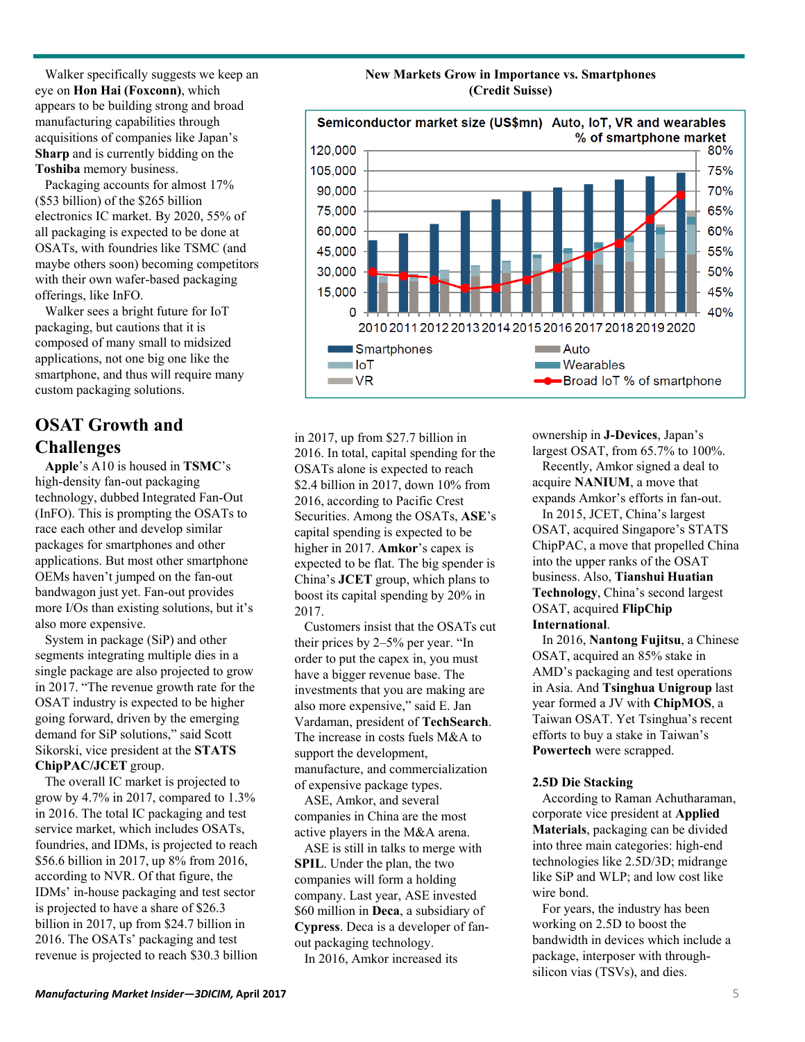Walker specifically suggests we keep an eye on **Hon Hai (Foxconn)**, which appears to be building strong and broad manufacturing capabilities through acquisitions of companies like Japan's **Sharp** and is currently bidding on the **Toshiba** memory business.

Packaging accounts for almost 17% ($53 billion) of the $265 billion electronics IC market. By 2020, 55% of all packaging is expected to be done at OSATs, with foundries like TSMC (and maybe others soon) becoming competitors with their own wafer-based packaging offerings, like InFO.

Walker sees a bright future for IoT packaging, but cautions that it is composed of many small to midsized applications, not one big one like the smartphone, and thus will require many custom packaging solutions.

**New Markets Grow in Importance vs. Smartphones (Credit Suisse)**

## OSAT Growth and Challenges

**Apple**'s A10 is housed in **TSMC**'s high-density fan-out packaging technology, dubbed Integrated Fan-Out (InFO). This is prompting the OSATs to race each other and develop similar packages for smartphones and other applications. But most other smartphone OEMs haven't jumped on the fan-out bandwagon just yet. Fan-out provides more I/Os than existing solutions, but it's also more expensive.

System in package (SiP) and other segments integrating multiple dies in a single package are also projected to grow in 2017. "The revenue growth rate for the OSAT industry is expected to be higher going forward, driven by the emerging demand for SiP solutions," said Scott Sikorski, vice president at the **STATS ChipPAC/JCET** group.

The overall IC market is projected to grow by 4.7% in 2017, compared to 1.3% in 2016. The total IC packaging and test service market, which includes OSATs, foundries, and IDMs, is projected to reach $56.6 billion in 2017, up 8% from 2016, according to NVR. Of that figure, the IDMs' in-house packaging and test sector is projected to have a share of $26.3 billion in 2017, up from $24.7 billion in 2016. The OSATs' packaging and test revenue is projected to reach $30.3 billion in 2017, up from $27.7 billion in 2016. In total, capital spending for the OSATs alone is expected to reach $2.4 billion in 2017, down 10% from 2016, according to Pacific Crest Securities. Among the OSATs, **ASE**'s capital spending is expected to be higher in 2017. **Amkor**'s capex is expected to be flat. The big spender is China's **JCET** group, which plans to boost its capital spending by 20% in 2017.

Customers insist that the OSATs cut their prices by 2–5% per year. "In order to put the capex in, you must have a bigger revenue base. The investments that you are making are also more expensive," said E. Jan Vardaman, president of **TechSearch**. The increase in costs fuels M&A to support the development, manufacture, and commercialization of expensive package types.

ASE, Amkor, and several companies in China are the most active players in the M&A arena.

ASE is still in talks to merge with **SPIL**. Under the plan, the two companies will form a holding company. Last year, ASE invested $60 million in **Deca**, a subsidiary of **Cypress**. Deca is a developer of fan-out packaging technology.

In 2016, Amkor increased its ownership in **J-Devices**, Japan's largest OSAT, from 65.7% to 100%.

Recently, Amkor signed a deal to acquire **NANIUM**, a move that expands Amkor's efforts in fan-out.

In 2015, JCET, China's largest OSAT, acquired Singapore's STATS ChipPAC, a move that propelled China into the upper ranks of the OSAT business. Also, **Tianshui Huatian Technology**, China's second largest OSAT, acquired **FlipChip International**.

In 2016, **Nantong Fujitsu**, a Chinese OSAT, acquired an 85% stake in AMD's packaging and test operations in Asia. And **Tsinghua Unigroup** last year formed a JV with **ChipMOS**, a Taiwan OSAT. Yet Tsinghua's recent efforts to buy a stake in Taiwan's **Powertech** were scrapped.

### 2.5D Die Stacking

According to Raman Achutharaman, corporate vice president at **Applied Materials**, packaging can be divided into three main categories: high-end technologies like 2.5D/3D; midrange like SiP and WLP; and low cost like wire bond.

For years, the industry has been working on 2.5D to boost the bandwidth in devices which include a package, interposer with through-silicon vias (TSVs), and dies.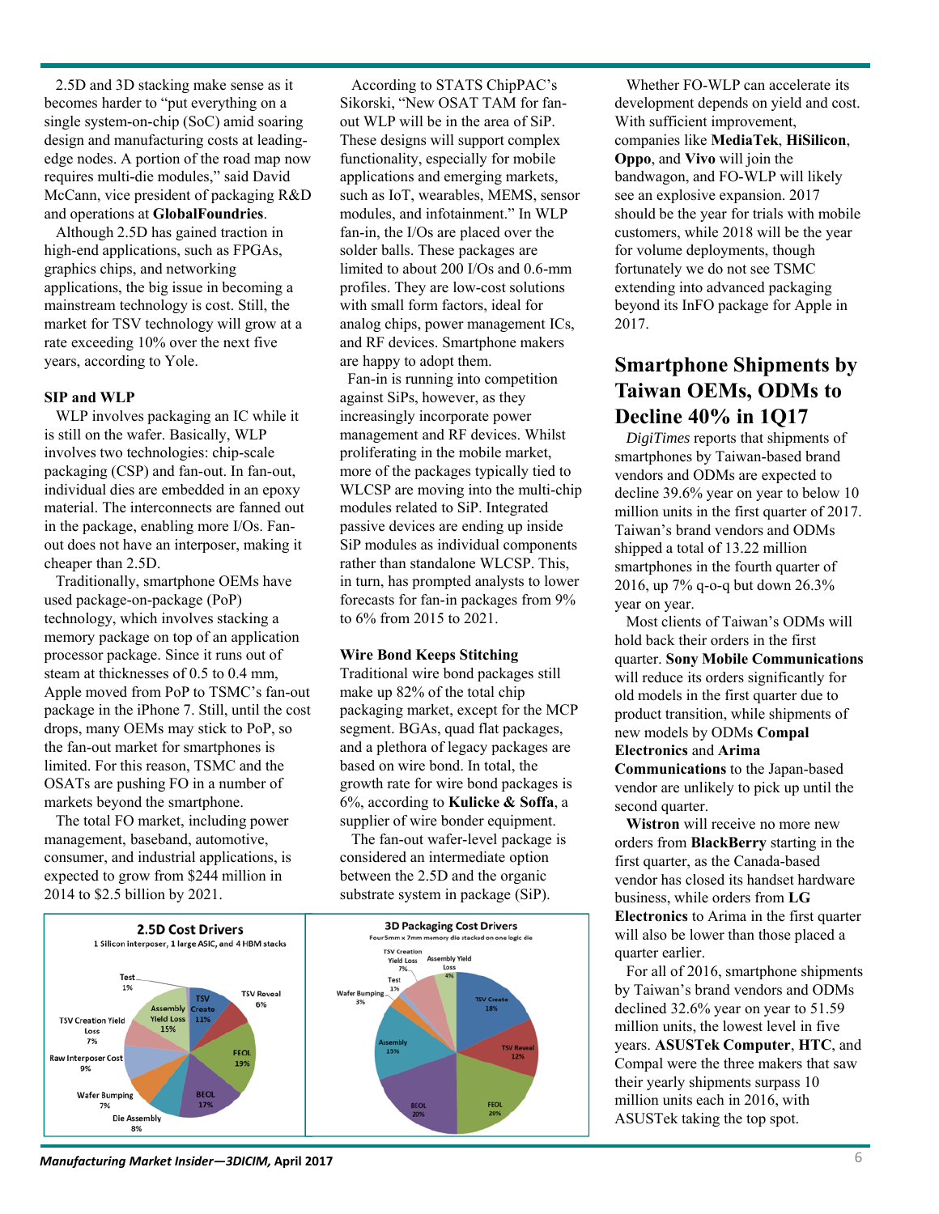2.5D and 3D stacking make sense as it becomes harder to "put everything on a single system-on-chip (SoC) amid soaring design and manufacturing costs at leading-edge nodes. A portion of the road map now requires multi-die modules," said David McCann, vice president of packaging R&D and operations at **GlobalFoundries**.

Although 2.5D has gained traction in high-end applications, such as FPGAs, graphics chips, and networking applications, the big issue in becoming a mainstream technology is cost. Still, the market for TSV technology will grow at a rate exceeding 10% over the next five years, according to Yole.

### SIP and WLP

WLP involves packaging an IC while it is still on the wafer. Basically, WLP involves two technologies: chip-scale packaging (CSP) and fan-out. In fan-out, individual dies are embedded in an epoxy material. The interconnects are fanned out in the package, enabling more I/Os. Fan-out does not have an interposer, making it cheaper than 2.5D.

Traditionally, smartphone OEMs have used package-on-package (PoP) technology, which involves stacking a memory package on top of an application processor package. Since it runs out of steam at thicknesses of 0.5 to 0.4 mm, Apple moved from PoP to TSMC's fan-out package in the iPhone 7. Still, until the cost drops, many OEMs may stick to PoP, so the fan-out market for smartphones is limited. For this reason, TSMC and the OSATs are pushing FO in a number of markets beyond the smartphone.

The total FO market, including power management, baseband, automotive, consumer, and industrial applications, is expected to grow from $244 million in 2014 to $2.5 billion by 2021.

According to STATS ChipPAC's Sikorski, "New OSAT TAM for fan-out WLP will be in the area of SiP. These designs will support complex functionality, especially for mobile applications and emerging markets, such as IoT, wearables, MEMS, sensor modules, and infotainment." In WLP fan-in, the I/Os are placed over the solder balls. These packages are limited to about 200 I/Os and 0.6-mm profiles. They are low-cost solutions with small form factors, ideal for analog chips, power management ICs, and RF devices. Smartphone makers are happy to adopt them.

Fan-in is running into competition against SiPs, however, as they increasingly incorporate power management and RF devices. Whilst proliferating in the mobile market, more of the packages typically tied to WLCSP are moving into the multi-chip modules related to SiP. Integrated passive devices are ending up inside SiP modules as individual components rather than standalone WLCSP. This, in turn, has prompted analysts to lower forecasts for fan-in packages from 9% to 6% from 2015 to 2021.

### Wire Bond Keeps Stitching

Traditional wire bond packages still make up 82% of the total chip packaging market, except for the MCP segment. BGAs, quad flat packages, and a plethora of legacy packages are based on wire bond. In total, the growth rate for wire bond packages is 6%, according to **Kulicke & Soffa**, a supplier of wire bonder equipment.

The fan-out wafer-level package is considered an intermediate option between the 2.5D and the organic substrate system in package (SiP).

**2.5D Cost Drivers**
1 Silicon Interposer, 1 large ASIC, and 4 HBM stacks

| Cost driver | Share |
|---|---|
| TSV Create | 11% |
| TSV Reveal | 6% |
| FEOL | 19% |
| BEOL | 17% |
| Die Assembly | 8% |
| Wafer Bumping | 7% |
| Raw Interposer Cost | 9% |
| TSV Creation Yield Loss | 7% |
| Assembly Yield Loss | 15% |
| Test | 1% |

**3D Packaging Cost Drivers**
Four 5mm x 7mm memory die stacked on one logic die

| Cost driver | Share |
|---|---|
| TSV Create | 18% |
| TSV Reveal | 12% |
| FEOL | 20% |
| BEOL | 20% |
| Assembly | 15% |
| Wafer Bumping | 3% |
| Test | 1% |
| TSV Creation Yield Loss | 7% |
| Assembly Yield Loss | 4% |

Whether FO-WLP can accelerate its development depends on yield and cost. With sufficient improvement, companies like **MediaTek**, **HiSilicon**, **Oppo**, and **Vivo** will join the bandwagon, and FO-WLP will likely see an explosive expansion. 2017 should be the year for trials with mobile customers, while 2018 will be the year for volume deployments, though fortunately we do not see TSMC extending into advanced packaging beyond its InFO package for Apple in 2017.

## Smartphone Shipments by Taiwan OEMs, ODMs to Decline 40% in 1Q17

*DigiTimes* reports that shipments of smartphones by Taiwan-based brand vendors and ODMs are expected to decline 39.6% year on year to below 10 million units in the first quarter of 2017. Taiwan's brand vendors and ODMs shipped a total of 13.22 million smartphones in the fourth quarter of 2016, up 7% q-o-q but down 26.3% year on year.

Most clients of Taiwan's ODMs will hold back their orders in the first quarter. **Sony Mobile Communications** will reduce its orders significantly for old models in the first quarter due to product transition, while shipments of new models by ODMs **Compal Electronics** and **Arima Communications** to the Japan-based vendor are unlikely to pick up until the second quarter.

**Wistron** will receive no more new orders from **BlackBerry** starting in the first quarter, as the Canada-based vendor has closed its handset hardware business, while orders from **LG Electronics** to Arima in the first quarter will also be lower than those placed a quarter earlier.

For all of 2016, smartphone shipments by Taiwan's brand vendors and ODMs declined 32.6% year on year to 51.59 million units, the lowest level in five years. **ASUSTek Computer**, **HTC**, and Compal were the three makers that saw their yearly shipments surpass 10 million units each in 2016, with ASUSTek taking the top spot.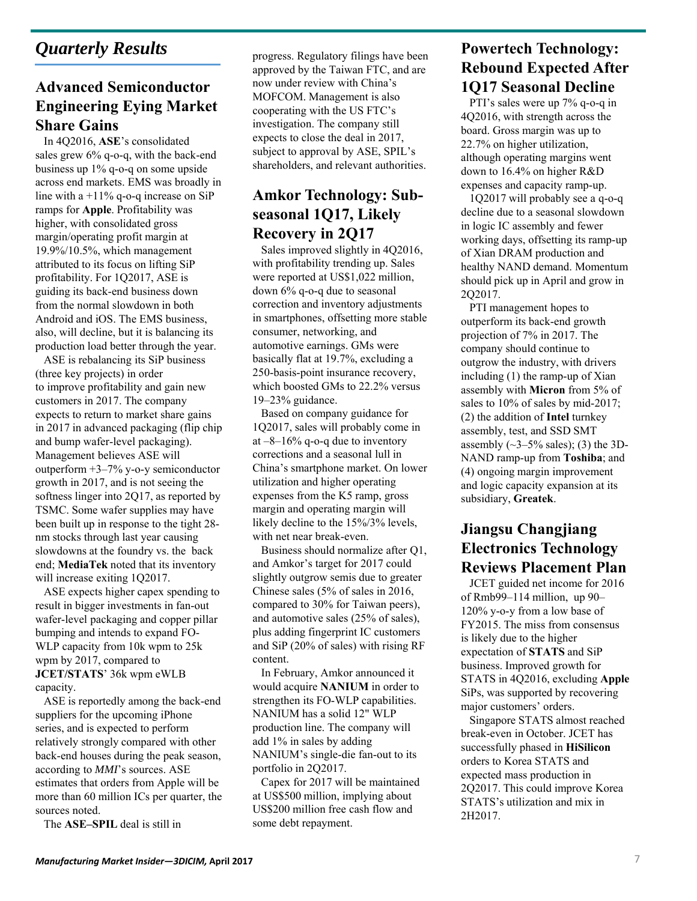# *Quarterly Results*

## Advanced Semiconductor Engineering Eying Market Share Gains

In 4Q2016, **ASE**'s consolidated sales grew 6% q-o-q, with the back-end business up 1% q-o-q on some upside across end markets. EMS was broadly in line with a +11% q-o-q increase on SiP ramps for **Apple**. Profitability was higher, with consolidated gross margin/operating profit margin at 19.9%/10.5%, which management attributed to its focus on lifting SiP profitability. For 1Q2017, ASE is guiding its back-end business down from the normal slowdown in both Android and iOS. The EMS business, also, will decline, but it is balancing its production load better through the year.

ASE is rebalancing its SiP business (three key projects) in order to improve profitability and gain new customers in 2017. The company expects to return to market share gains in 2017 in advanced packaging (flip chip and bump wafer-level packaging). Management believes ASE will outperform +3–7% y-o-y semiconductor growth in 2017, and is not seeing the softness linger into 2Q17, as reported by TSMC. Some wafer supplies may have been built up in response to the tight 28-nm stocks through last year causing slowdowns at the foundry vs. the back end; **MediaTek** noted that its inventory will increase exiting 1Q2017.

ASE expects higher capex spending to result in bigger investments in fan-out wafer-level packaging and copper pillar bumping and intends to expand FO-WLP capacity from 10k wpm to 25k wpm by 2017, compared to **JCET/STATS**' 36k wpm eWLB capacity.

ASE is reportedly among the back-end suppliers for the upcoming iPhone series, and is expected to perform relatively strongly compared with other back-end houses during the peak season, according to *MMI*'s sources. ASE estimates that orders from Apple will be more than 60 million ICs per quarter, the sources noted.

The **ASE–SPIL** deal is still in progress. Regulatory filings have been approved by the Taiwan FTC, and are now under review with China's MOFCOM. Management is also cooperating with the US FTC's investigation. The company still expects to close the deal in 2017, subject to approval by ASE, SPIL's shareholders, and relevant authorities.

## Amkor Technology: Sub-seasonal 1Q17, Likely Recovery in 2Q17

Sales improved slightly in 4Q2016, with profitability trending up. Sales were reported at US$1,022 million, down 6% q-o-q due to seasonal correction and inventory adjustments in smartphones, offsetting more stable consumer, networking, and automotive earnings. GMs were basically flat at 19.7%, excluding a 250-basis-point insurance recovery, which boosted GMs to 22.2% versus 19–23% guidance.

Based on company guidance for 1Q2017, sales will probably come in at –8–16% q-o-q due to inventory corrections and a seasonal lull in China's smartphone market. On lower utilization and higher operating expenses from the K5 ramp, gross margin and operating margin will likely decline to the 15%/3% levels, with net near break-even.

Business should normalize after Q1, and Amkor's target for 2017 could slightly outgrow semis due to greater Chinese sales (5% of sales in 2016, compared to 30% for Taiwan peers), and automotive sales (25% of sales), plus adding fingerprint IC customers and SiP (20% of sales) with rising RF content.

In February, Amkor announced it would acquire **NANIUM** in order to strengthen its FO-WLP capabilities. NANIUM has a solid 12" WLP production line. The company will add 1% in sales by adding NANIUM's single-die fan-out to its portfolio in 2Q2017.

Capex for 2017 will be maintained at US$500 million, implying about US$200 million free cash flow and some debt repayment.

## Powertech Technology: Rebound Expected After 1Q17 Seasonal Decline

PTI's sales were up 7% q-o-q in 4Q2016, with strength across the board. Gross margin was up to 22.7% on higher utilization, although operating margins went down to 16.4% on higher R&D expenses and capacity ramp-up.

1Q2017 will probably see a q-o-q decline due to a seasonal slowdown in logic IC assembly and fewer working days, offsetting its ramp-up of Xian DRAM production and healthy NAND demand. Momentum should pick up in April and grow in 2Q2017.

PTI management hopes to outperform its back-end growth projection of 7% in 2017. The company should continue to outgrow the industry, with drivers including (1) the ramp-up of Xian assembly with **Micron** from 5% of sales to 10% of sales by mid-2017; (2) the addition of **Intel** turnkey assembly, test, and SSD SMT assembly (~3–5% sales); (3) the 3D-NAND ramp-up from **Toshiba**; and (4) ongoing margin improvement and logic capacity expansion at its subsidiary, **Greatek**.

## Jiangsu Changjiang Electronics Technology Reviews Placement Plan

JCET guided net income for 2016 of Rmb99–114 million, up 90–120% y-o-y from a low base of FY2015. The miss from consensus is likely due to the higher expectation of **STATS** and SiP business. Improved growth for STATS in 4Q2016, excluding **Apple** SiPs, was supported by recovering major customers' orders.

Singapore STATS almost reached break-even in October. JCET has successfully phased in **HiSilicon** orders to Korea STATS and expected mass production in 2Q2017. This could improve Korea STATS's utilization and mix in 2H2017.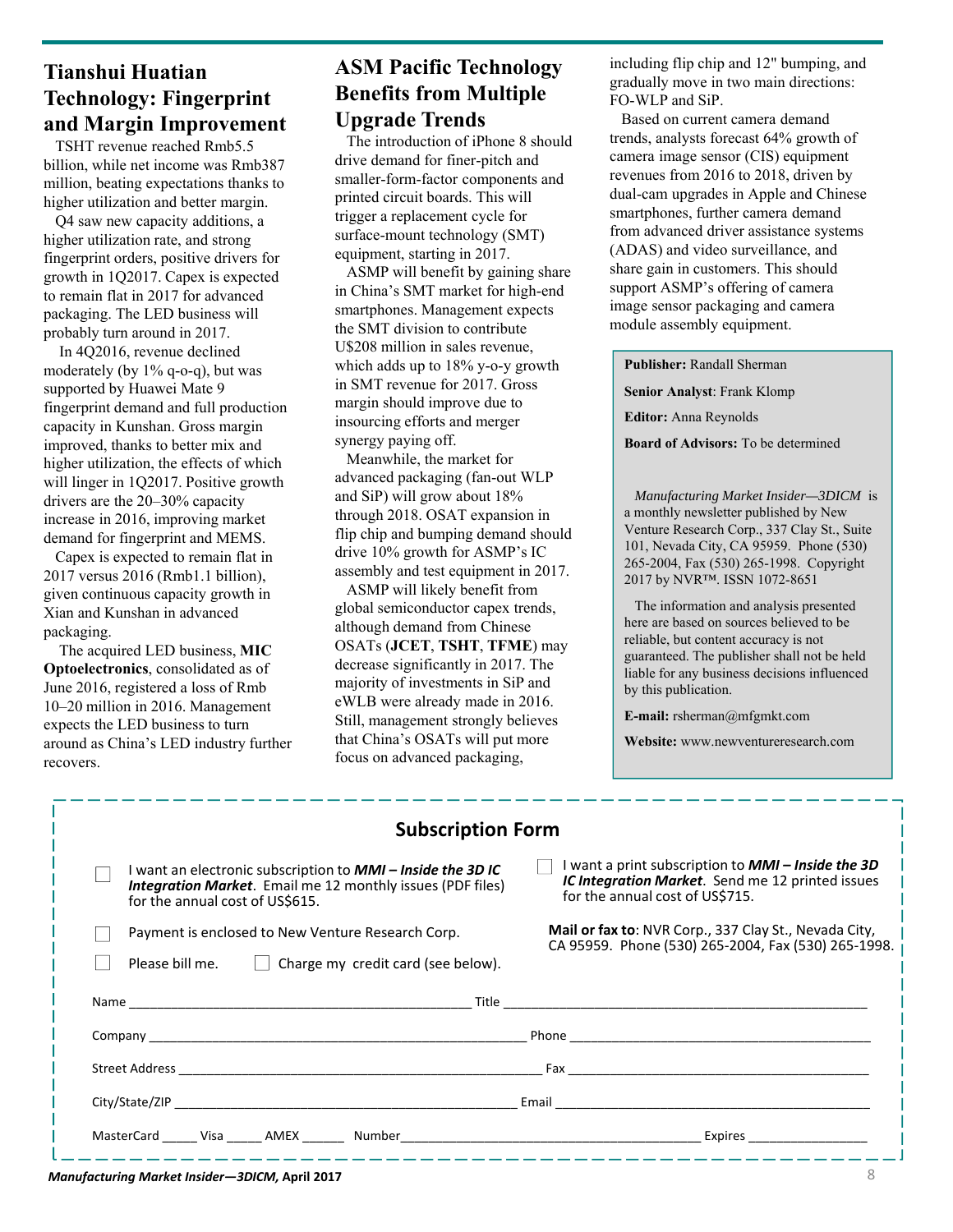## Tianshui Huatian Technology: Fingerprint and Margin Improvement

TSHT revenue reached Rmb5.5 billion, while net income was Rmb387 million, beating expectations thanks to higher utilization and better margin.

Q4 saw new capacity additions, a higher utilization rate, and strong fingerprint orders, positive drivers for growth in 1Q2017. Capex is expected to remain flat in 2017 for advanced packaging. The LED business will probably turn around in 2017.

In 4Q2016, revenue declined moderately (by 1% q-o-q), but was supported by Huawei Mate 9 fingerprint demand and full production capacity in Kunshan. Gross margin improved, thanks to better mix and higher utilization, the effects of which will linger in 1Q2017. Positive growth drivers are the 20–30% capacity increase in 2016, improving market demand for fingerprint and MEMS.

Capex is expected to remain flat in 2017 versus 2016 (Rmb1.1 billion), given continuous capacity growth in Xian and Kunshan in advanced packaging.

The acquired LED business, **MIC Optoelectronics**, consolidated as of June 2016, registered a loss of Rmb 10–20 million in 2016. Management expects the LED business to turn around as China's LED industry further recovers.

## ASM Pacific Technology Benefits from Multiple Upgrade Trends

The introduction of iPhone 8 should drive demand for finer-pitch and smaller-form-factor components and printed circuit boards. This will trigger a replacement cycle for surface-mount technology (SMT) equipment, starting in 2017.

ASMP will benefit by gaining share in China's SMT market for high-end smartphones. Management expects the SMT division to contribute U$208 million in sales revenue, which adds up to 18% y-o-y growth in SMT revenue for 2017. Gross margin should improve due to insourcing efforts and merger synergy paying off.

Meanwhile, the market for advanced packaging (fan-out WLP and SiP) will grow about 18% through 2018. OSAT expansion in flip chip and bumping demand should drive 10% growth for ASMP's IC assembly and test equipment in 2017.

ASMP will likely benefit from global semiconductor capex trends, although demand from Chinese OSATs (**JCET**, **TSHT**, **TFME**) may decrease significantly in 2017. The majority of investments in SiP and eWLB were already made in 2016. Still, management strongly believes that China's OSATs will put more focus on advanced packaging, including flip chip and 12" bumping, and gradually move in two main directions: FO-WLP and SiP.

Based on current camera demand trends, analysts forecast 64% growth of camera image sensor (CIS) equipment revenues from 2016 to 2018, driven by dual-cam upgrades in Apple and Chinese smartphones, further camera demand from advanced driver assistance systems (ADAS) and video surveillance, and share gain in customers. This should support ASMP's offering of camera image sensor packaging and camera module assembly equipment.

**Publisher:** Randall Sherman

**Senior Analyst**: Frank Klomp

**Editor:** Anna Reynolds

**Board of Advisors:** To be determined

*Manufacturing Market Insider—3DICM* is a monthly newsletter published by New Venture Research Corp., 337 Clay St., Suite 101, Nevada City, CA 95959. Phone (530) 265-2004, Fax (530) 265-1998. Copyright 2017 by NVR™. ISSN 1072-8651

The information and analysis presented here are based on sources believed to be reliable, but content accuracy is not guaranteed. The publisher shall not be held liable for any business decisions influenced by this publication.

**E-mail:** rsherman@mfgmkt.com

**Website:** www.newventureresearch.com

## Subscription Form

☐ I want an electronic subscription to ***MMI – Inside the 3D IC Integration Market***. Email me 12 monthly issues (PDF files) for the annual cost of US$615.

☐ I want a print subscription to ***MMI – Inside the 3D IC Integration Market***. Send me 12 printed issues for the annual cost of US$715.

☐ Payment is enclosed to New Venture Research Corp.

☐ Please bill me. ☐ Charge my credit card (see below).

**Mail or fax to**: NVR Corp., 337 Clay St., Nevada City, CA 95959. Phone (530) 265-2004, Fax (530) 265-1998.

Name ____________________ Title ____________________

Company ____________________ Phone ____________________

Street Address ____________________ Fax ____________________

City/State/ZIP ____________________ Email ____________________

MasterCard _____ Visa _____ AMEX ______ Number ____________________ Expires ________________